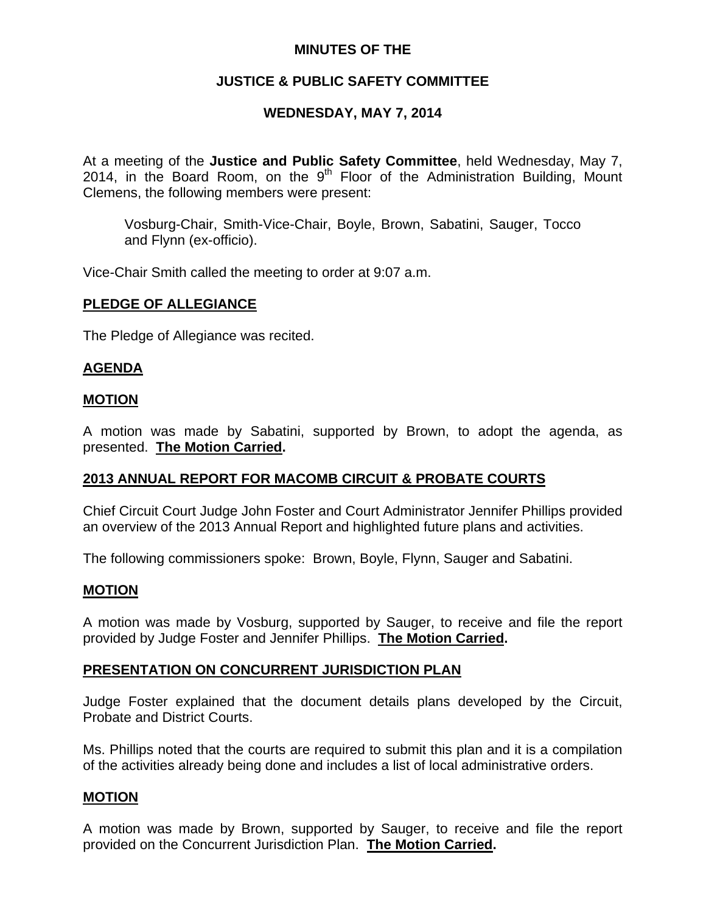# MINUTES OF THE

# JUSTICE & PUBLIC SAFETY COMMITTEE

## WEDNESDAY, MAY 7, 2014

At a meeting of the **Justice and Public Safety Committee**, held Wednesday, May 7, 2014, in the Board Room, on the 9th Floor of the Administration Building, Mount Clemens, the following members were present:

> Vosburg-Chair, Smith-Vice-Chair, Boyle, Brown, Sabatini, Sauger, Tocco and Flynn (ex-officio).

Vice-Chair Smith called the meeting to order at 9:07 a.m.

### PLEDGE OF ALLEGIANCE

The Pledge of Allegiance was recited.

### AGENDA

### MOTION

A motion was made by Sabatini, supported by Brown, to adopt the agenda, as presented. **The Motion Carried.**

### 2013 ANNUAL REPORT FOR MACOMB CIRCUIT & PROBATE COURTS

Chief Circuit Court Judge John Foster and Court Administrator Jennifer Phillips provided an overview of the 2013 Annual Report and highlighted future plans and activities.

The following commissioners spoke: Brown, Boyle, Flynn, Sauger and Sabatini.

### MOTION

A motion was made by Vosburg, supported by Sauger, to receive and file the report provided by Judge Foster and Jennifer Phillips. **The Motion Carried.**

### PRESENTATION ON CONCURRENT JURISDICTION PLAN

Judge Foster explained that the document details plans developed by the Circuit, Probate and District Courts.

Ms. Phillips noted that the courts are required to submit this plan and it is a compilation of the activities already being done and includes a list of local administrative orders.

### MOTION

A motion was made by Brown, supported by Sauger, to receive and file the report provided on the Concurrent Jurisdiction Plan. **The Motion Carried.**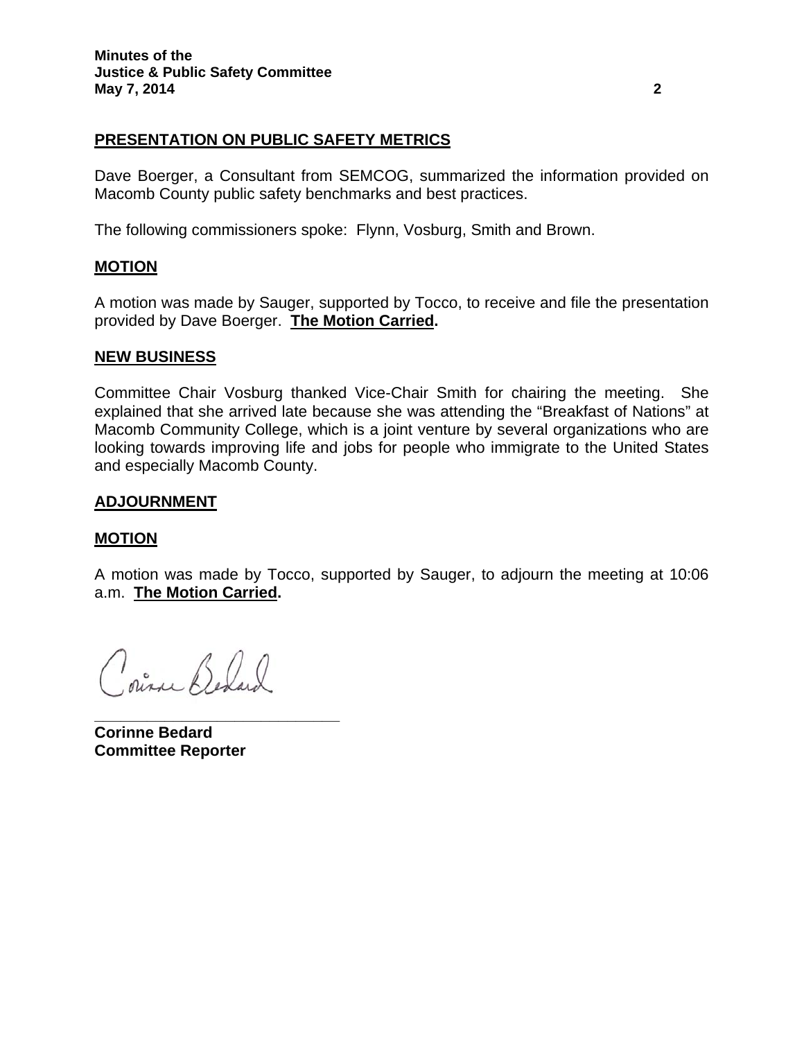## PRESENTATION ON PUBLIC SAFETY METRICS

Dave Boerger, a Consultant from SEMCOG, summarized the information provided on Macomb County public safety benchmarks and best practices.

The following commissioners spoke: Flynn, Vosburg, Smith and Brown.

## MOTION

A motion was made by Sauger, supported by Tocco, to receive and file the presentation provided by Dave Boerger. **The Motion Carried.**

## NEW BUSINESS

Committee Chair Vosburg thanked Vice-Chair Smith for chairing the meeting. She explained that she arrived late because she was attending the "Breakfast of Nations" at Macomb Community College, which is a joint venture by several organizations who are looking towards improving life and jobs for people who immigrate to the United States and especially Macomb County.

## ADJOURNMENT

## MOTION

A motion was made by Tocco, supported by Sauger, to adjourn the meeting at 10:06 a.m. **The Motion Carried.**

\_\_\_\_\_\_\_\_\_\_\_\_\_\_\_\_\_\_\_\_\_\_\_\_\_\_\_\_\_\_

**Corinne Bedard**
**Committee Reporter**